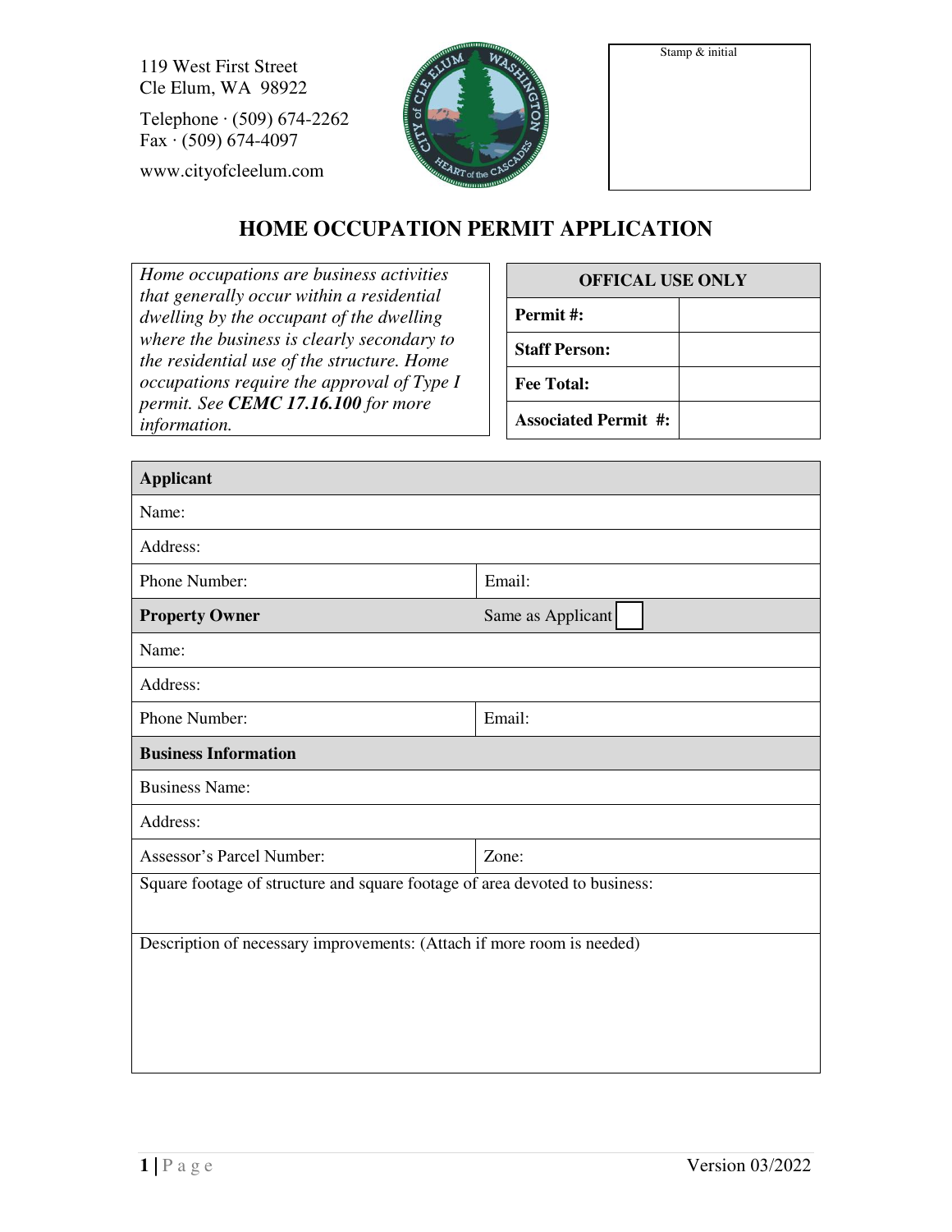119 West First Street
Cle Elum, WA 98922

Telephone · (509) 674-2262
Fax · (509) 674-4097

www.cityofcleelum.com

Stamp & initial

# HOME OCCUPATION PERMIT APPLICATION

*Home occupations are business activities that generally occur within a residential dwelling by the occupant of the dwelling where the business is clearly secondary to the residential use of the structure. Home occupations require the approval of Type I permit. See* ***CEMC 17.16.100*** *for more information.*

| OFFICAL USE ONLY | |
|---|---|
| **Permit #:** | |
| **Staff Person:** | |
| **Fee Total:** | |
| **Associated Permit #:** | |

| **Applicant** | |
|---|---|
| Name: | |
| Address: | |
| Phone Number: | Email: |
| **Property Owner** | Same as Applicant ☐ |
| Name: | |
| Address: | |
| Phone Number: | Email: |
| **Business Information** | |
| Business Name: | |
| Address: | |
| Assessor's Parcel Number: | Zone: |
| Square footage of structure and square footage of area devoted to business: | |
| Description of necessary improvements: (Attach if more room is needed) | |

Version 03/2022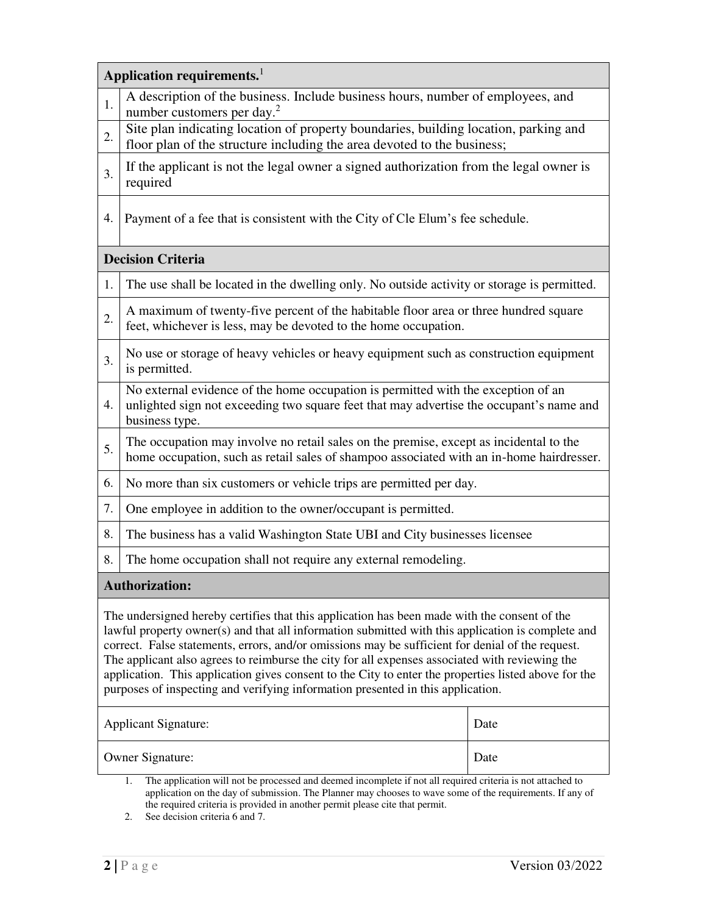| Application requirements.[1] | |
|---|---|
| 1. | A description of the business. Include business hours, number of employees, and number customers per day.[2] |
| 2. | Site plan indicating location of property boundaries, building location, parking and floor plan of the structure including the area devoted to the business; |
| 3. | If the applicant is not the legal owner a signed authorization from the legal owner is required |
| 4. | Payment of a fee that is consistent with the City of Cle Elum's fee schedule. |
| **Decision Criteria** | |
| 1. | The use shall be located in the dwelling only. No outside activity or storage is permitted. |
| 2. | A maximum of twenty-five percent of the habitable floor area or three hundred square feet, whichever is less, may be devoted to the home occupation. |
| 3. | No use or storage of heavy vehicles or heavy equipment such as construction equipment is permitted. |
| 4. | No external evidence of the home occupation is permitted with the exception of an unlighted sign not exceeding two square feet that may advertise the occupant's name and business type. |
| 5. | The occupation may involve no retail sales on the premise, except as incidental to the home occupation, such as retail sales of shampoo associated with an in-home hairdresser. |
| 6. | No more than six customers or vehicle trips are permitted per day. |
| 7. | One employee in addition to the owner/occupant is permitted. |
| 8. | The business has a valid Washington State UBI and City businesses licensee |
| 8. | The home occupation shall not require any external remodeling. |

**Authorization:**

The undersigned hereby certifies that this application has been made with the consent of the lawful property owner(s) and that all information submitted with this application is complete and correct. False statements, errors, and/or omissions may be sufficient for denial of the request. The applicant also agrees to reimburse the city for all expenses associated with reviewing the application. This application gives consent to the City to enter the properties listed above for the purposes of inspecting and verifying information presented in this application.

| | |
|---|---|
| Applicant Signature: | Date |
| Owner Signature: | Date |

1. The application will not be processed and deemed incomplete if not all required criteria is not attached to application on the day of submission. The Planner may chooses to wave some of the requirements. If any of the required criteria is provided in another permit please cite that permit.
2. See decision criteria 6 and 7.